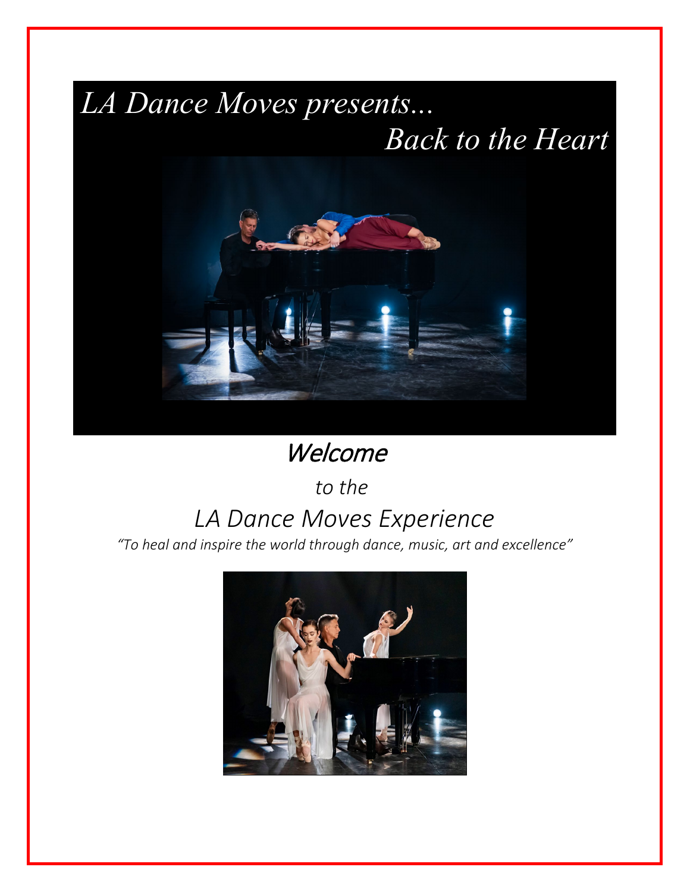# *LA Dance Moves presents...*

## *Back to the Heart*

# *Welcome*

*to the*

## *LA Dance Moves Experience*

*"To heal and inspire the world through dance, music, art and excellence"*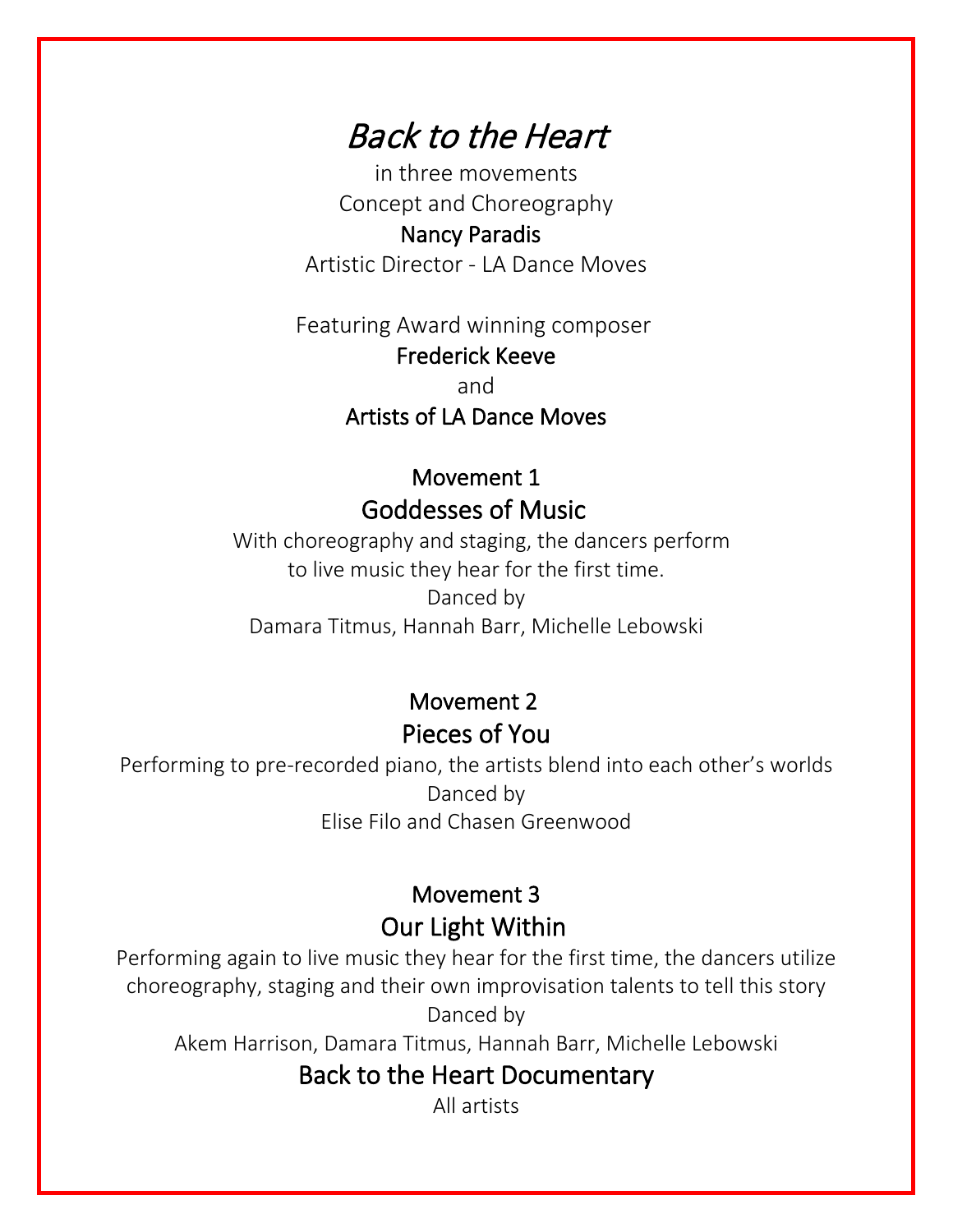# *Back to the Heart*

in three movements

Concept and Choreography

**Nancy Paradis**

Artistic Director - LA Dance Moves

Featuring Award winning composer

**Frederick Keeve**

and

**Artists of LA Dance Moves**

## Movement 1

## Goddesses of Music

With choreography and staging, the dancers perform to live music they hear for the first time.

Danced by

Damara Titmus, Hannah Barr, Michelle Lebowski

## Movement 2

## Pieces of You

Performing to pre-recorded piano, the artists blend into each other's worlds

Danced by

Elise Filo and Chasen Greenwood

## Movement 3

## Our Light Within

Performing again to live music they hear for the first time, the dancers utilize choreography, staging and their own improvisation talents to tell this story

Danced by

Akem Harrison, Damara Titmus, Hannah Barr, Michelle Lebowski

## Back to the Heart Documentary

All artists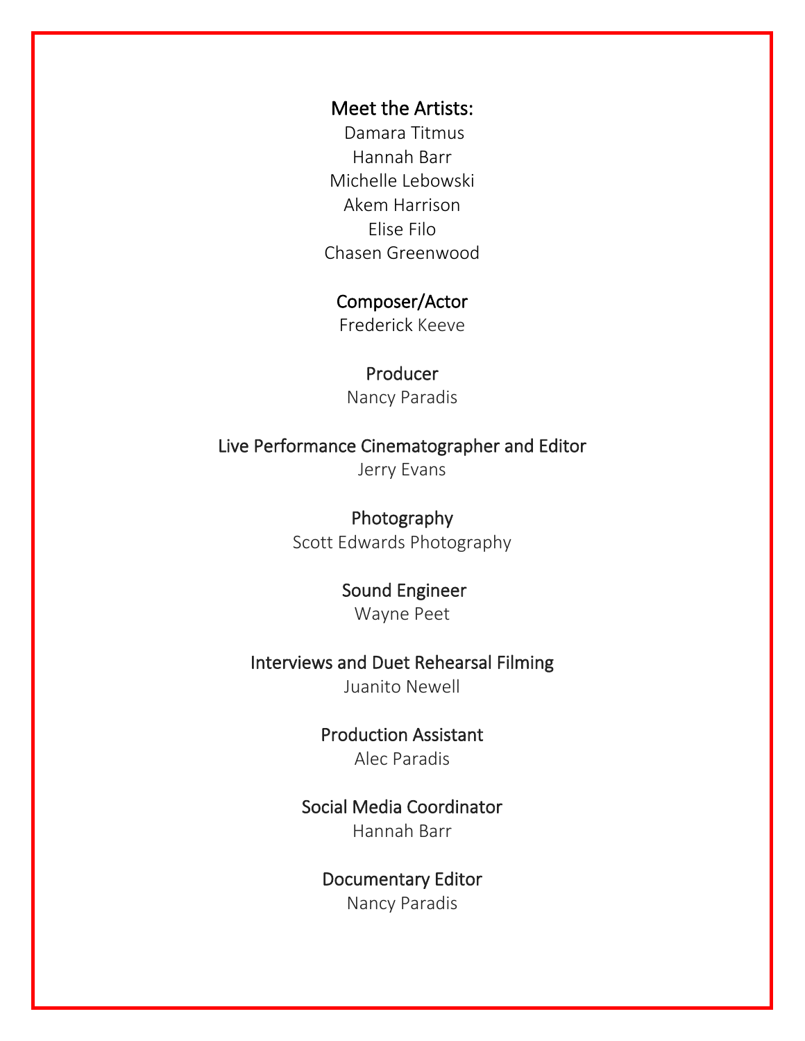## Meet the Artists:

Damara Titmus
Hannah Barr
Michelle Lebowski
Akem Harrison
Elise Filo
Chasen Greenwood

## Composer/Actor

Frederick Keeve

## Producer

Nancy Paradis

## Live Performance Cinematographer and Editor

Jerry Evans

## Photography

Scott Edwards Photography

## Sound Engineer

Wayne Peet

## Interviews and Duet Rehearsal Filming

Juanito Newell

## Production Assistant

Alec Paradis

## Social Media Coordinator

Hannah Barr

## Documentary Editor

Nancy Paradis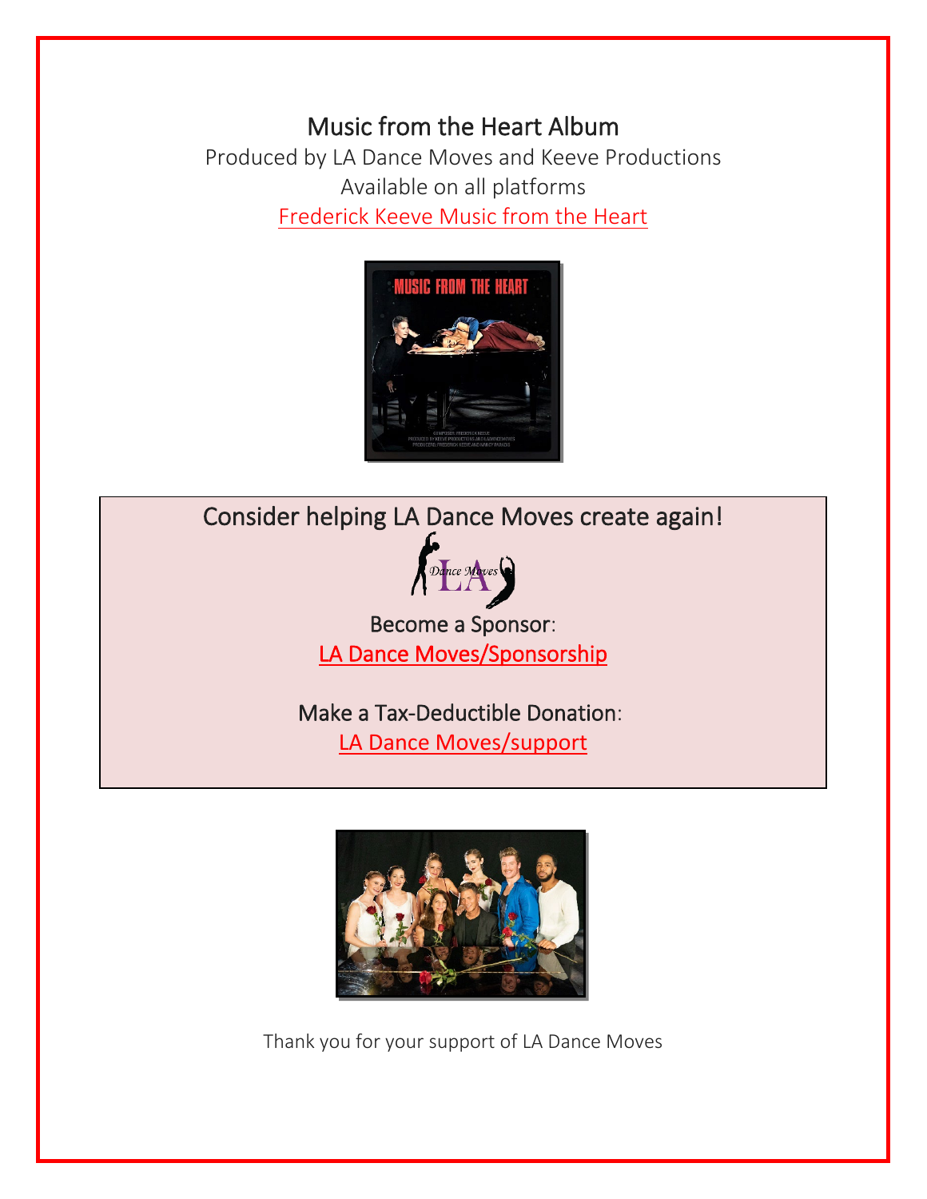# Music from the Heart Album

Produced by LA Dance Moves and Keeve Productions

Available on all platforms

Frederick Keeve Music from the Heart

## Consider helping LA Dance Moves create again!

Become a Sponsor:

LA Dance Moves/Sponsorship

Make a Tax-Deductible Donation:

LA Dance Moves/support

Thank you for your support of LA Dance Moves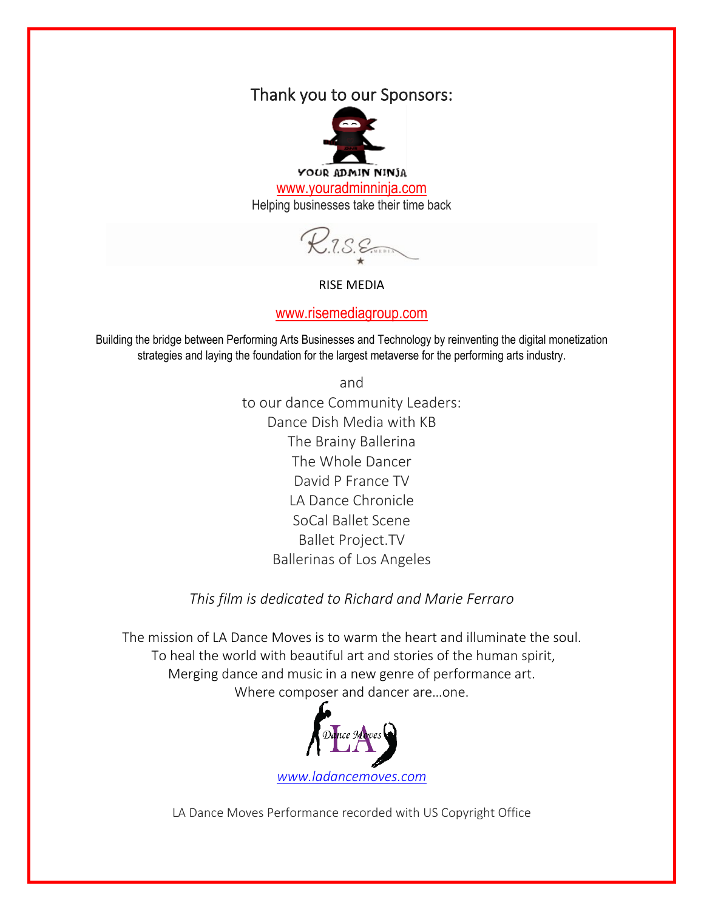## Thank you to our Sponsors:

YOUR ADMIN NINJA

www.youradminninja.com

Helping businesses take their time back

RISE MEDIA

www.risemediagroup.com

Building the bridge between Performing Arts Businesses and Technology by reinventing the digital monetization strategies and laying the foundation for the largest metaverse for the performing arts industry.

and

to our dance Community Leaders:

Dance Dish Media with KB

The Brainy Ballerina

The Whole Dancer

David P France TV

LA Dance Chronicle

SoCal Ballet Scene

Ballet Project.TV

Ballerinas of Los Angeles

*This film is dedicated to Richard and Marie Ferraro*

The mission of LA Dance Moves is to warm the heart and illuminate the soul.
To heal the world with beautiful art and stories of the human spirit,
Merging dance and music in a new genre of performance art.
Where composer and dancer are…one.

*www.ladancemoves.com*

LA Dance Moves Performance recorded with US Copyright Office